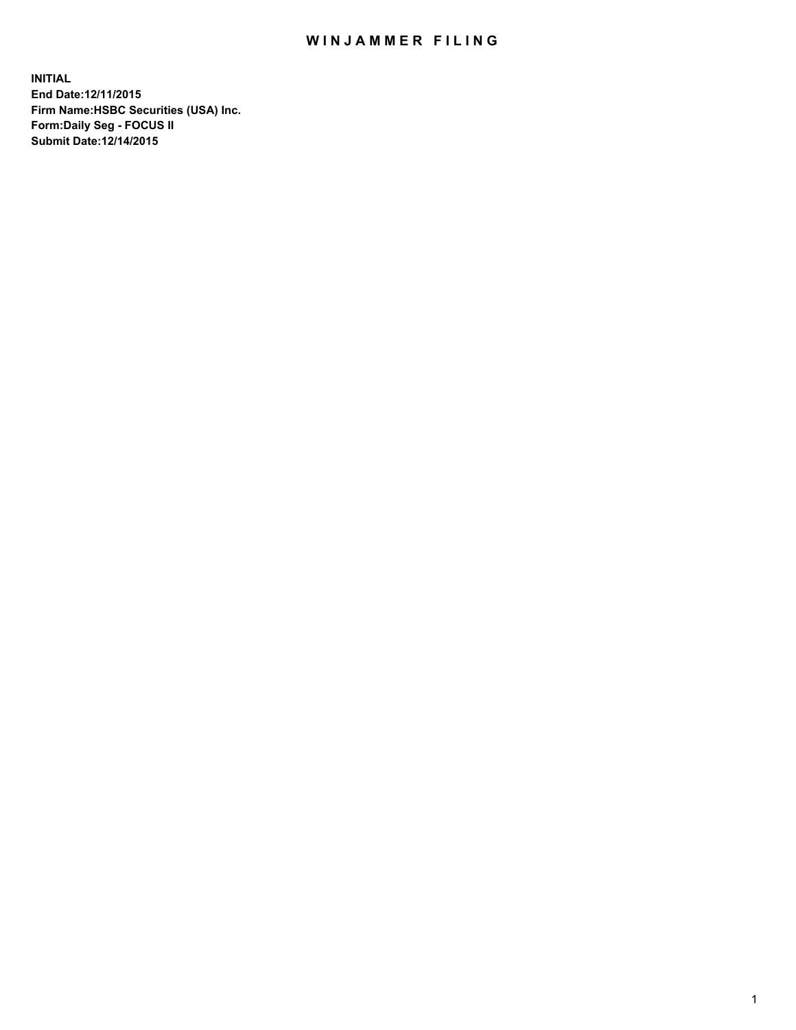# WINJAMMER FILING

**INITIAL**
**End Date:12/11/2015**
**Firm Name:HSBC Securities (USA) Inc.**
**Form:Daily Seg - FOCUS II**
**Submit Date:12/14/2015**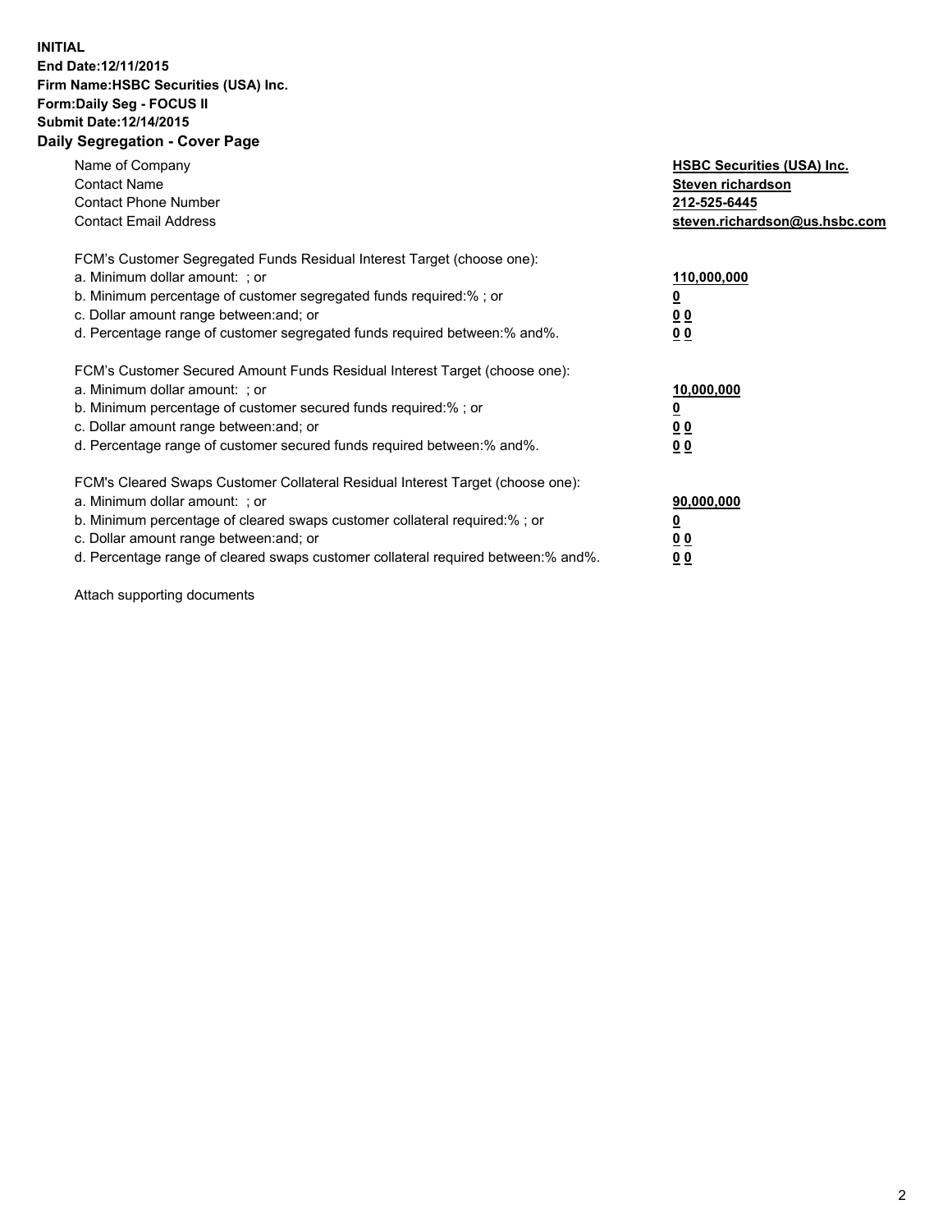**INITIAL**
**End Date:12/11/2015**
**Firm Name:HSBC Securities (USA) Inc.**
**Form:Daily Seg - FOCUS II**
**Submit Date:12/14/2015**

## Daily Segregation - Cover Page

| | |
|---|---|
| Name of Company | **HSBC Securities (USA) Inc.** |
| Contact Name | **Steven richardson** |
| Contact Phone Number | **212-525-6445** |
| Contact Email Address | **steven.richardson@us.hsbc.com** |

FCM's Customer Segregated Funds Residual Interest Target (choose one):

| | |
|---|---|
| a. Minimum dollar amount: ; or | **110,000,000** |
| b. Minimum percentage of customer segregated funds required:% ; or | **0** |
| c. Dollar amount range between:and; or | **0 0** |
| d. Percentage range of customer segregated funds required between:% and%. | **0 0** |

FCM's Customer Secured Amount Funds Residual Interest Target (choose one):

| | |
|---|---|
| a. Minimum dollar amount: ; or | **10,000,000** |
| b. Minimum percentage of customer secured funds required:% ; or | **0** |
| c. Dollar amount range between:and; or | **0 0** |
| d. Percentage range of customer secured funds required between:% and%. | **0 0** |

FCM's Cleared Swaps Customer Collateral Residual Interest Target (choose one):

| | |
|---|---|
| a. Minimum dollar amount: ; or | **90,000,000** |
| b. Minimum percentage of cleared swaps customer collateral required:% ; or | **0** |
| c. Dollar amount range between:and; or | **0 0** |
| d. Percentage range of cleared swaps customer collateral required between:% and%. | **0 0** |

Attach supporting documents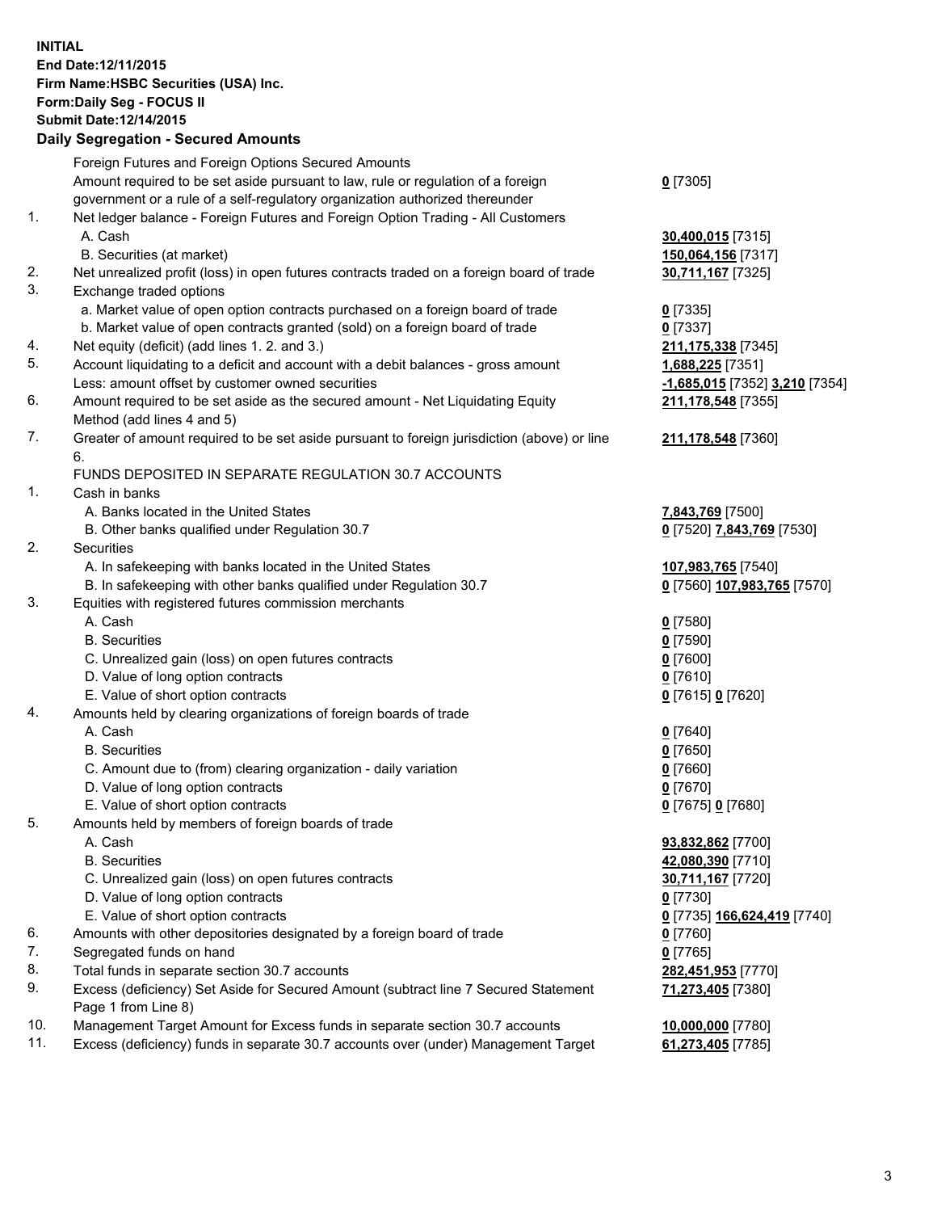**INITIAL**
**End Date:12/11/2015**
**Firm Name:HSBC Securities (USA) Inc.**
**Form:Daily Seg - FOCUS II**
**Submit Date:12/14/2015**

## Daily Segregation - Secured Amounts

| | | |
|---|---|---|
| | Foreign Futures and Foreign Options Secured Amounts | |
| | Amount required to be set aside pursuant to law, rule or regulation of a foreign government or a rule of a self-regulatory organization authorized thereunder | **0** [7305] |
| 1. | Net ledger balance - Foreign Futures and Foreign Option Trading - All Customers | |
| | A. Cash | **30,400,015** [7315] |
| | B. Securities (at market) | **150,064,156** [7317] |
| 2. | Net unrealized profit (loss) in open futures contracts traded on a foreign board of trade | **30,711,167** [7325] |
| 3. | Exchange traded options | |
| | a. Market value of open option contracts purchased on a foreign board of trade | **0** [7335] |
| | b. Market value of open contracts granted (sold) on a foreign board of trade | **0** [7337] |
| 4. | Net equity (deficit) (add lines 1. 2. and 3.) | **211,175,338** [7345] |
| 5. | Account liquidating to a deficit and account with a debit balances - gross amount | **1,688,225** [7351] |
| | Less: amount offset by customer owned securities | **-1,685,015** [7352] **3,210** [7354] |
| 6. | Amount required to be set aside as the secured amount - Net Liquidating Equity Method (add lines 4 and 5) | **211,178,548** [7355] |
| 7. | Greater of amount required to be set aside pursuant to foreign jurisdiction (above) or line 6. | **211,178,548** [7360] |
| | FUNDS DEPOSITED IN SEPARATE REGULATION 30.7 ACCOUNTS | |
| 1. | Cash in banks | |
| | A. Banks located in the United States | **7,843,769** [7500] |
| | B. Other banks qualified under Regulation 30.7 | **0** [7520] **7,843,769** [7530] |
| 2. | Securities | |
| | A. In safekeeping with banks located in the United States | **107,983,765** [7540] |
| | B. In safekeeping with other banks qualified under Regulation 30.7 | **0** [7560] **107,983,765** [7570] |
| 3. | Equities with registered futures commission merchants | |
| | A. Cash | **0** [7580] |
| | B. Securities | **0** [7590] |
| | C. Unrealized gain (loss) on open futures contracts | **0** [7600] |
| | D. Value of long option contracts | **0** [7610] |
| | E. Value of short option contracts | **0** [7615] **0** [7620] |
| 4. | Amounts held by clearing organizations of foreign boards of trade | |
| | A. Cash | **0** [7640] |
| | B. Securities | **0** [7650] |
| | C. Amount due to (from) clearing organization - daily variation | **0** [7660] |
| | D. Value of long option contracts | **0** [7670] |
| | E. Value of short option contracts | **0** [7675] **0** [7680] |
| 5. | Amounts held by members of foreign boards of trade | |
| | A. Cash | **93,832,862** [7700] |
| | B. Securities | **42,080,390** [7710] |
| | C. Unrealized gain (loss) on open futures contracts | **30,711,167** [7720] |
| | D. Value of long option contracts | **0** [7730] |
| | E. Value of short option contracts | **0** [7735] **166,624,419** [7740] |
| 6. | Amounts with other depositories designated by a foreign board of trade | **0** [7760] |
| 7. | Segregated funds on hand | **0** [7765] |
| 8. | Total funds in separate section 30.7 accounts | **282,451,953** [7770] |
| 9. | Excess (deficiency) Set Aside for Secured Amount (subtract line 7 Secured Statement Page 1 from Line 8) | **71,273,405** [7380] |
| 10. | Management Target Amount for Excess funds in separate section 30.7 accounts | **10,000,000** [7780] |
| 11. | Excess (deficiency) funds in separate 30.7 accounts over (under) Management Target | **61,273,405** [7785] |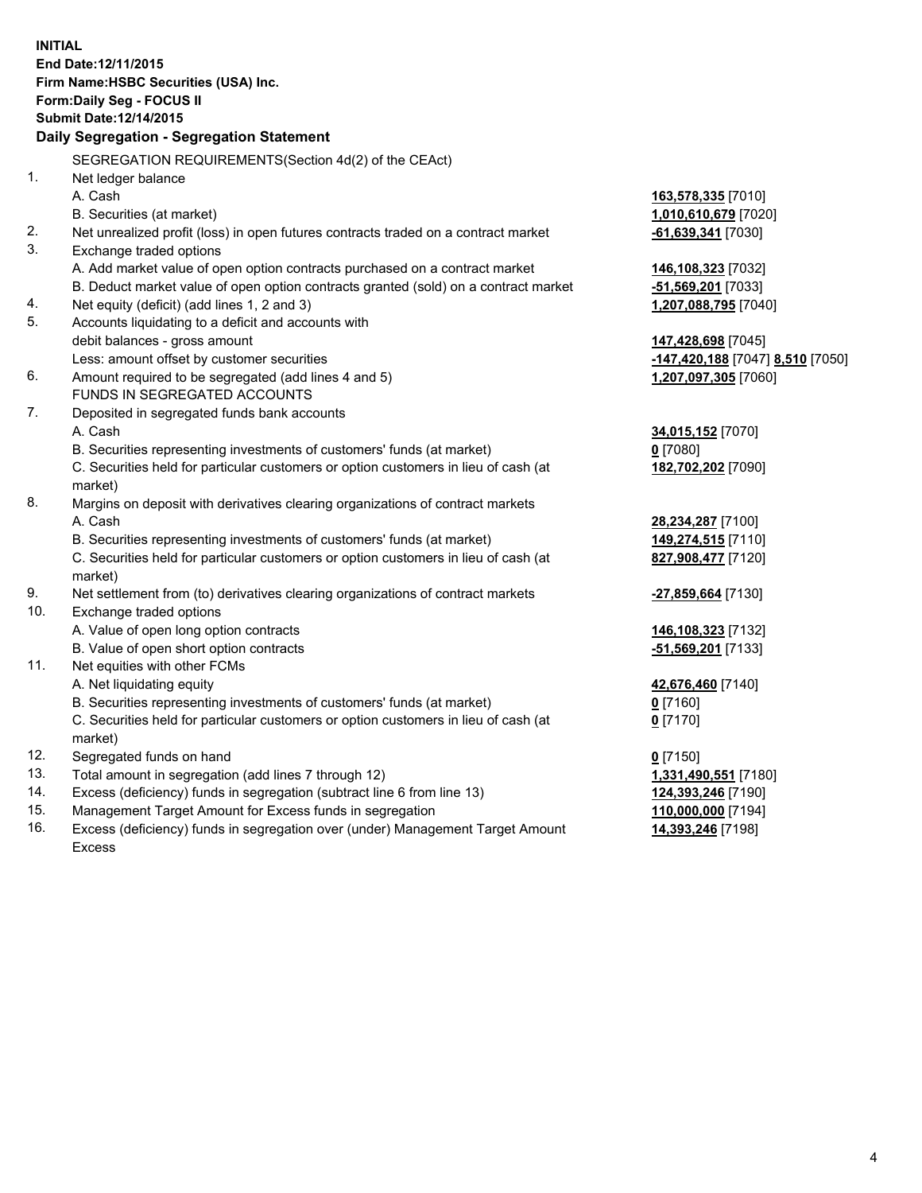**INITIAL**
**End Date:12/11/2015**
**Firm Name:HSBC Securities (USA) Inc.**
**Form:Daily Seg - FOCUS II**
**Submit Date:12/14/2015**

### Daily Segregation - Segregation Statement

SEGREGATION REQUIREMENTS(Section 4d(2) of the CEAct)

| | | |
|---|---|---|
| 1. | Net ledger balance | |
| | A. Cash | 163,578,335 [7010] |
| | B. Securities (at market) | 1,010,610,679 [7020] |
| 2. | Net unrealized profit (loss) in open futures contracts traded on a contract market | -61,639,341 [7030] |
| 3. | Exchange traded options | |
| | A. Add market value of open option contracts purchased on a contract market | 146,108,323 [7032] |
| | B. Deduct market value of open option contracts granted (sold) on a contract market | -51,569,201 [7033] |
| 4. | Net equity (deficit) (add lines 1, 2 and 3) | 1,207,088,795 [7040] |
| 5. | Accounts liquidating to a deficit and accounts with debit balances - gross amount | 147,428,698 [7045] |
| | Less: amount offset by customer securities | -147,420,188 [7047] 8,510 [7050] |
| 6. | Amount required to be segregated (add lines 4 and 5) | 1,207,097,305 [7060] |
| | FUNDS IN SEGREGATED ACCOUNTS | |
| 7. | Deposited in segregated funds bank accounts | |
| | A. Cash | 34,015,152 [7070] |
| | B. Securities representing investments of customers' funds (at market) | 0 [7080] |
| | C. Securities held for particular customers or option customers in lieu of cash (at market) | 182,702,202 [7090] |
| 8. | Margins on deposit with derivatives clearing organizations of contract markets | |
| | A. Cash | 28,234,287 [7100] |
| | B. Securities representing investments of customers' funds (at market) | 149,274,515 [7110] |
| | C. Securities held for particular customers or option customers in lieu of cash (at market) | 827,908,477 [7120] |
| 9. | Net settlement from (to) derivatives clearing organizations of contract markets | -27,859,664 [7130] |
| 10. | Exchange traded options | |
| | A. Value of open long option contracts | 146,108,323 [7132] |
| | B. Value of open short option contracts | -51,569,201 [7133] |
| 11. | Net equities with other FCMs | |
| | A. Net liquidating equity | 42,676,460 [7140] |
| | B. Securities representing investments of customers' funds (at market) | 0 [7160] |
| | C. Securities held for particular customers or option customers in lieu of cash (at market) | 0 [7170] |
| 12. | Segregated funds on hand | 0 [7150] |
| 13. | Total amount in segregation (add lines 7 through 12) | 1,331,490,551 [7180] |
| 14. | Excess (deficiency) funds in segregation (subtract line 6 from line 13) | 124,393,246 [7190] |
| 15. | Management Target Amount for Excess funds in segregation | 110,000,000 [7194] |
| 16. | Excess (deficiency) funds in segregation over (under) Management Target Amount Excess | 14,393,246 [7198] |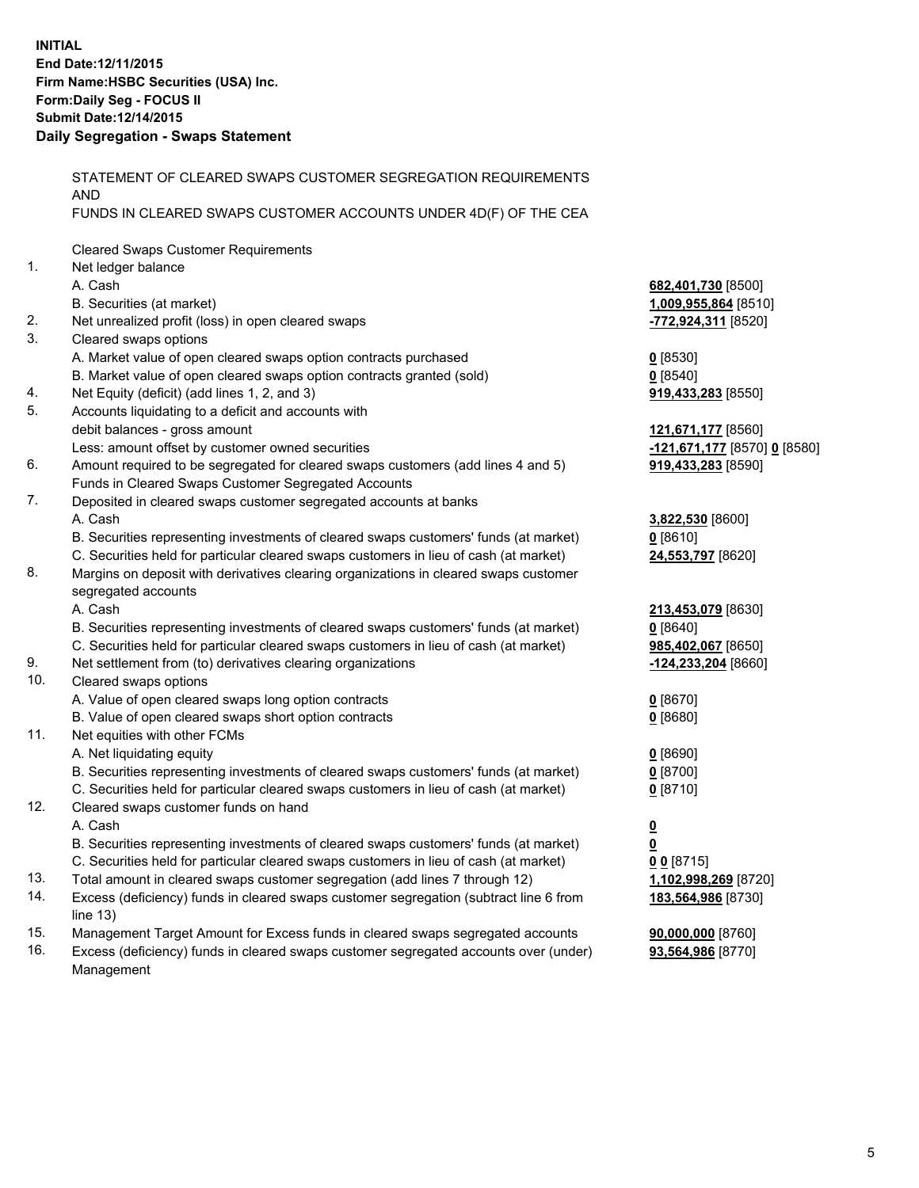**INITIAL**
**End Date:12/11/2015**
**Firm Name:HSBC Securities (USA) Inc.**
**Form:Daily Seg - FOCUS II**
**Submit Date:12/14/2015**
**Daily Segregation - Swaps Statement**

STATEMENT OF CLEARED SWAPS CUSTOMER SEGREGATION REQUIREMENTS
AND
FUNDS IN CLEARED SWAPS CUSTOMER ACCOUNTS UNDER 4D(F) OF THE CEA

| | | |
|---|---|---|
| | Cleared Swaps Customer Requirements | |
| 1. | Net ledger balance | |
| | A. Cash | **682,401,730** [8500] |
| | B. Securities (at market) | **1,009,955,864** [8510] |
| 2. | Net unrealized profit (loss) in open cleared swaps | **-772,924,311** [8520] |
| 3. | Cleared swaps options | |
| | A. Market value of open cleared swaps option contracts purchased | **0** [8530] |
| | B. Market value of open cleared swaps option contracts granted (sold) | **0** [8540] |
| 4. | Net Equity (deficit) (add lines 1, 2, and 3) | **919,433,283** [8550] |
| 5. | Accounts liquidating to a deficit and accounts with | |
| | debit balances - gross amount | **121,671,177** [8560] |
| | Less: amount offset by customer owned securities | **-121,671,177** [8570] **0** [8580] |
| 6. | Amount required to be segregated for cleared swaps customers (add lines 4 and 5) | **919,433,283** [8590] |
| | Funds in Cleared Swaps Customer Segregated Accounts | |
| 7. | Deposited in cleared swaps customer segregated accounts at banks | |
| | A. Cash | **3,822,530** [8600] |
| | B. Securities representing investments of cleared swaps customers' funds (at market) | **0** [8610] |
| | C. Securities held for particular cleared swaps customers in lieu of cash (at market) | **24,553,797** [8620] |
| 8. | Margins on deposit with derivatives clearing organizations in cleared swaps customer segregated accounts | |
| | A. Cash | **213,453,079** [8630] |
| | B. Securities representing investments of cleared swaps customers' funds (at market) | **0** [8640] |
| | C. Securities held for particular cleared swaps customers in lieu of cash (at market) | **985,402,067** [8650] |
| 9. | Net settlement from (to) derivatives clearing organizations | **-124,233,204** [8660] |
| 10. | Cleared swaps options | |
| | A. Value of open cleared swaps long option contracts | **0** [8670] |
| | B. Value of open cleared swaps short option contracts | **0** [8680] |
| 11. | Net equities with other FCMs | |
| | A. Net liquidating equity | **0** [8690] |
| | B. Securities representing investments of cleared swaps customers' funds (at market) | **0** [8700] |
| | C. Securities held for particular cleared swaps customers in lieu of cash (at market) | **0** [8710] |
| 12. | Cleared swaps customer funds on hand | |
| | A. Cash | **0** |
| | B. Securities representing investments of cleared swaps customers' funds (at market) | **0** |
| | C. Securities held for particular cleared swaps customers in lieu of cash (at market) | **0** **0** [8715] |
| 13. | Total amount in cleared swaps customer segregation (add lines 7 through 12) | **1,102,998,269** [8720] |
| 14. | Excess (deficiency) funds in cleared swaps customer segregation (subtract line 6 from line 13) | **183,564,986** [8730] |
| 15. | Management Target Amount for Excess funds in cleared swaps segregated accounts | **90,000,000** [8760] |
| 16. | Excess (deficiency) funds in cleared swaps customer segregated accounts over (under) Management | **93,564,986** [8770] |